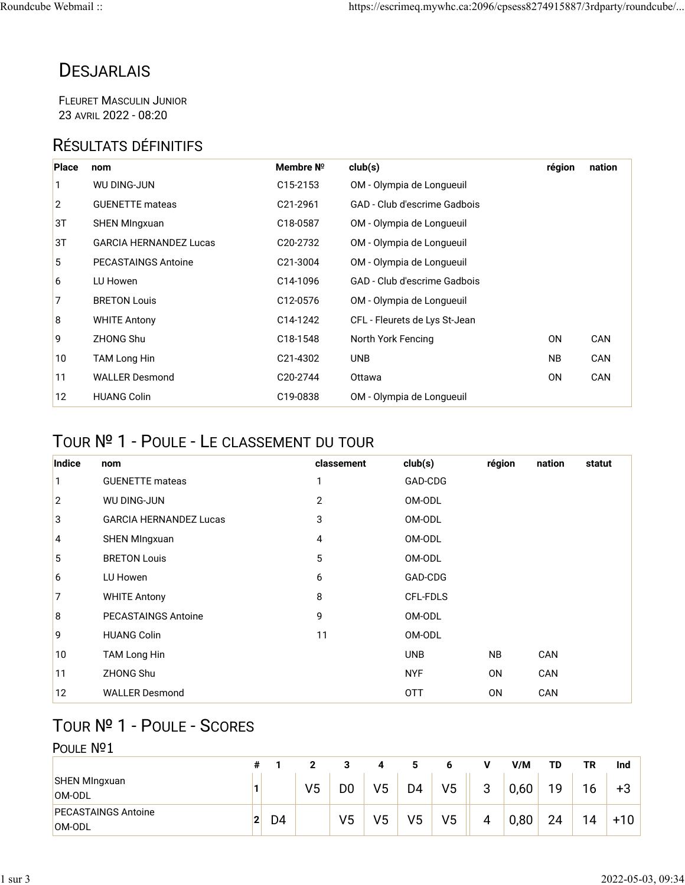# Desjarlais

Fleuret Masculin Junior
23 avril 2022 - 08:20

## Résultats définitifs

| Place | nom | Membre № | club(s) | région | nation |
|---|---|---|---|---|---|
| 1 | WU DING-JUN | C15-2153 | OM - Olympia de Longueuil | | |
| 2 | GUENETTE mateas | C21-2961 | GAD - Club d'escrime Gadbois | | |
| 3T | SHEN MIngxuan | C18-0587 | OM - Olympia de Longueuil | | |
| 3T | GARCIA HERNANDEZ Lucas | C20-2732 | OM - Olympia de Longueuil | | |
| 5 | PECASTAINGS Antoine | C21-3004 | OM - Olympia de Longueuil | | |
| 6 | LU Howen | C14-1096 | GAD - Club d'escrime Gadbois | | |
| 7 | BRETON Louis | C12-0576 | OM - Olympia de Longueuil | | |
| 8 | WHITE Antony | C14-1242 | CFL - Fleurets de Lys St-Jean | | |
| 9 | ZHONG Shu | C18-1548 | North York Fencing | ON | CAN |
| 10 | TAM Long Hin | C21-4302 | UNB | NB | CAN |
| 11 | WALLER Desmond | C20-2744 | Ottawa | ON | CAN |
| 12 | HUANG Colin | C19-0838 | OM - Olympia de Longueuil | | |

## Tour № 1 - Poule - Le classement du tour

| Indice | nom | classement | club(s) | région | nation | statut |
|---|---|---|---|---|---|---|
| 1 | GUENETTE mateas | 1 | GAD-CDG | | | |
| 2 | WU DING-JUN | 2 | OM-ODL | | | |
| 3 | GARCIA HERNANDEZ Lucas | 3 | OM-ODL | | | |
| 4 | SHEN MIngxuan | 4 | OM-ODL | | | |
| 5 | BRETON Louis | 5 | OM-ODL | | | |
| 6 | LU Howen | 6 | GAD-CDG | | | |
| 7 | WHITE Antony | 8 | CFL-FDLS | | | |
| 8 | PECASTAINGS Antoine | 9 | OM-ODL | | | |
| 9 | HUANG Colin | 11 | OM-ODL | | | |
| 10 | TAM Long Hin | | UNB | NB | CAN | |
| 11 | ZHONG Shu | | NYF | ON | CAN | |
| 12 | WALLER Desmond | | OTT | ON | CAN | |

## Tour № 1 - Poule - Scores

### Poule №1

| | # | 1 | 2 | 3 | 4 | 5 | 6 | V | V/M | TD | TR | Ind |
|---|---|---|---|---|---|---|---|---|---|---|---|---|
| SHEN MIngxuan<br>OM-ODL | 1 | | V5 | D0 | V5 | D4 | V5 | 3 | 0,60 | 19 | 16 | +3 |
| PECASTAINGS Antoine<br>OM-ODL | 2 | D4 | | V5 | V5 | V5 | V5 | 4 | 0,80 | 24 | 14 | +10 |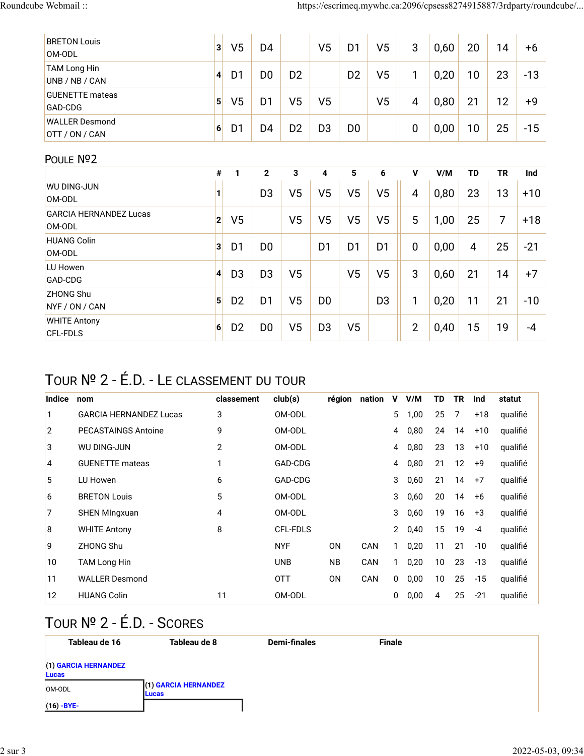| | # | 1 | 2 | 3 | 4 | 5 | 6 | V | V/M | TD | TR | Ind |
|---|---|---|---|---|---|---|---|---|---|---|---|---|
| BRETON Louis OM-ODL | 3 | V5 | D4 | | V5 | D1 | V5 | 3 | 0,60 | 20 | 14 | +6 |
| TAM Long Hin UNB / NB / CAN | 4 | D1 | D0 | D2 | | D2 | V5 | 1 | 0,20 | 10 | 23 | -13 |
| GUENETTE mateas GAD-CDG | 5 | V5 | D1 | V5 | V5 | | V5 | 4 | 0,80 | 21 | 12 | +9 |
| WALLER Desmond OTT / ON / CAN | 6 | D1 | D4 | D2 | D3 | D0 | | 0 | 0,00 | 10 | 25 | -15 |

## Poule №2

| | # | 1 | 2 | 3 | 4 | 5 | 6 | V | V/M | TD | TR | Ind |
|---|---|---|---|---|---|---|---|---|---|---|---|---|
| WU DING-JUN OM-ODL | 1 | | D3 | V5 | V5 | V5 | V5 | 4 | 0,80 | 23 | 13 | +10 |
| GARCIA HERNANDEZ Lucas OM-ODL | 2 | V5 | | V5 | V5 | V5 | V5 | 5 | 1,00 | 25 | 7 | +18 |
| HUANG Colin OM-ODL | 3 | D1 | D0 | | D1 | D1 | D1 | 0 | 0,00 | 4 | 25 | -21 |
| LU Howen GAD-CDG | 4 | D3 | D3 | V5 | | V5 | V5 | 3 | 0,60 | 21 | 14 | +7 |
| ZHONG Shu NYF / ON / CAN | 5 | D2 | D1 | V5 | D0 | | D3 | 1 | 0,20 | 11 | 21 | -10 |
| WHITE Antony CFL-FDLS | 6 | D2 | D0 | V5 | D3 | V5 | | 2 | 0,40 | 15 | 19 | -4 |

## Tour № 2 - É.D. - Le classement du tour

| Indice | nom | classement | club(s) | région | nation | V | V/M | TD | TR | Ind | statut |
|---|---|---|---|---|---|---|---|---|---|---|---|
| 1 | GARCIA HERNANDEZ Lucas | 3 | OM-ODL | | | 5 | 1,00 | 25 | 7 | +18 | qualifié |
| 2 | PECASTAINGS Antoine | 9 | OM-ODL | | | 4 | 0,80 | 24 | 14 | +10 | qualifié |
| 3 | WU DING-JUN | 2 | OM-ODL | | | 4 | 0,80 | 23 | 13 | +10 | qualifié |
| 4 | GUENETTE mateas | 1 | GAD-CDG | | | 4 | 0,80 | 21 | 12 | +9 | qualifié |
| 5 | LU Howen | 6 | GAD-CDG | | | 3 | 0,60 | 21 | 14 | +7 | qualifié |
| 6 | BRETON Louis | 5 | OM-ODL | | | 3 | 0,60 | 20 | 14 | +6 | qualifié |
| 7 | SHEN MIngxuan | 4 | OM-ODL | | | 3 | 0,60 | 19 | 16 | +3 | qualifié |
| 8 | WHITE Antony | 8 | CFL-FDLS | | | 2 | 0,40 | 15 | 19 | -4 | qualifié |
| 9 | ZHONG Shu | | NYF | ON | CAN | 1 | 0,20 | 11 | 21 | -10 | qualifié |
| 10 | TAM Long Hin | | UNB | NB | CAN | 1 | 0,20 | 10 | 23 | -13 | qualifié |
| 11 | WALLER Desmond | | OTT | ON | CAN | 0 | 0,00 | 10 | 25 | -15 | qualifié |
| 12 | HUANG Colin | 11 | OM-ODL | | | 0 | 0,00 | 4 | 25 | -21 | qualifié |

## Tour № 2 - É.D. - Scores

| Tableau de 16 | Tableau de 8 | Demi-finales | Finale |
|---|---|---|---|
| (1) GARCIA HERNANDEZ Lucas OM-ODL | | | |
| | (1) GARCIA HERNANDEZ Lucas | | |
| (16) -BYE- | | | |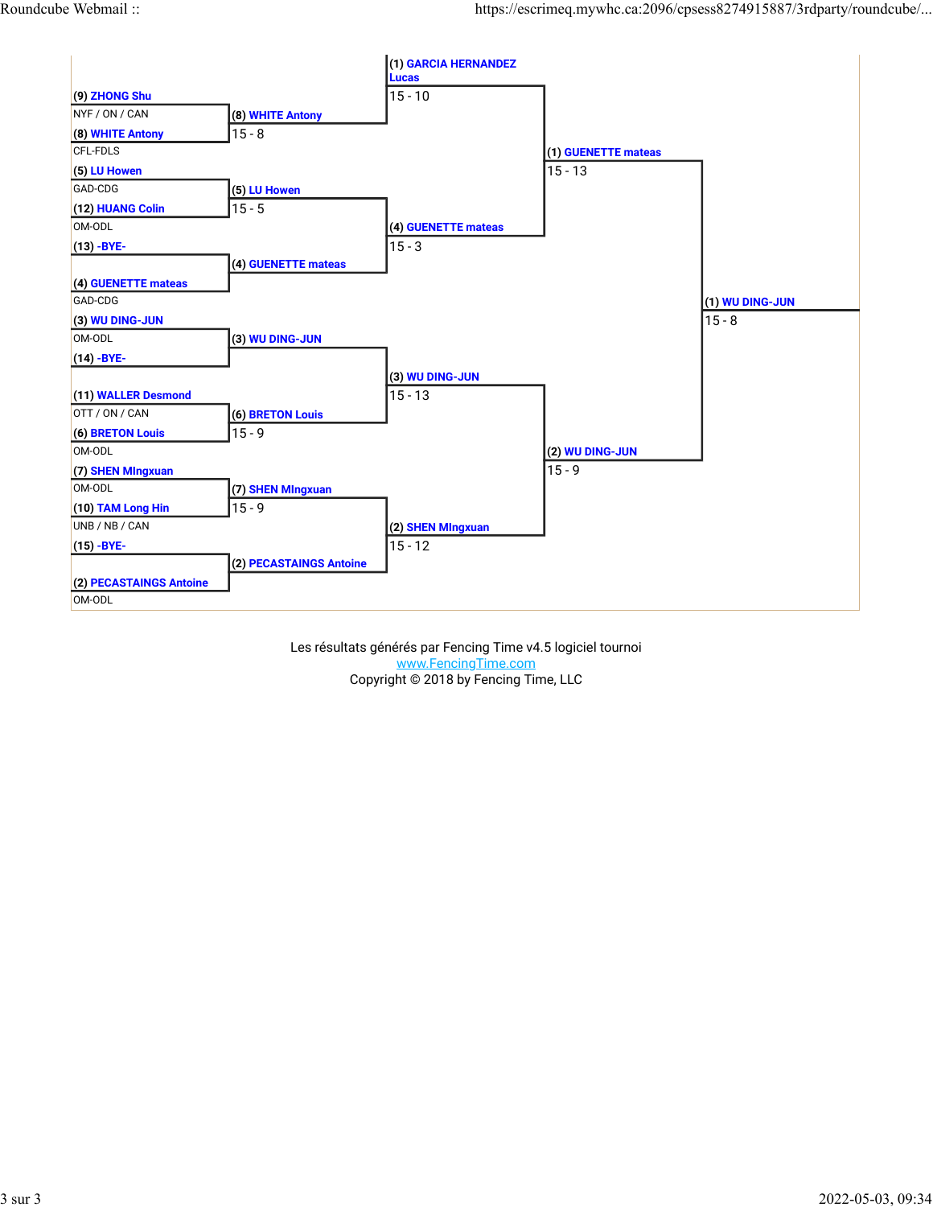(1) GARCIA HERNANDEZ Lucas
15 - 10

(9) ZHONG Shu
NYF / ON / CAN

(8) WHITE Antony
15 - 8

(8) WHITE Antony
CFL-FDLS

(1) GUENETTE mateas
15 - 13

(5) LU Howen
GAD-CDG

(5) LU Howen
15 - 5

(12) HUANG Colin
OM-ODL

(4) GUENETTE mateas
15 - 3

(13) -BYE-

(4) GUENETTE mateas

(4) GUENETTE mateas
GAD-CDG

(1) WU DING-JUN
15 - 8

(3) WU DING-JUN
OM-ODL

(3) WU DING-JUN

(14) -BYE-

(3) WU DING-JUN
15 - 13

(11) WALLER Desmond
OTT / ON / CAN

(6) BRETON Louis
15 - 9

(6) BRETON Louis
OM-ODL

(2) WU DING-JUN
15 - 9

(7) SHEN MIngxuan
OM-ODL

(7) SHEN MIngxuan
15 - 9

(10) TAM Long Hin
UNB / NB / CAN

(2) SHEN MIngxuan
15 - 12

(15) -BYE-

(2) PECASTAINGS Antoine

(2) PECASTAINGS Antoine
OM-ODL

Les résultats générés par Fencing Time v4.5 logiciel tournoi
www.FencingTime.com
Copyright © 2018 by Fencing Time, LLC